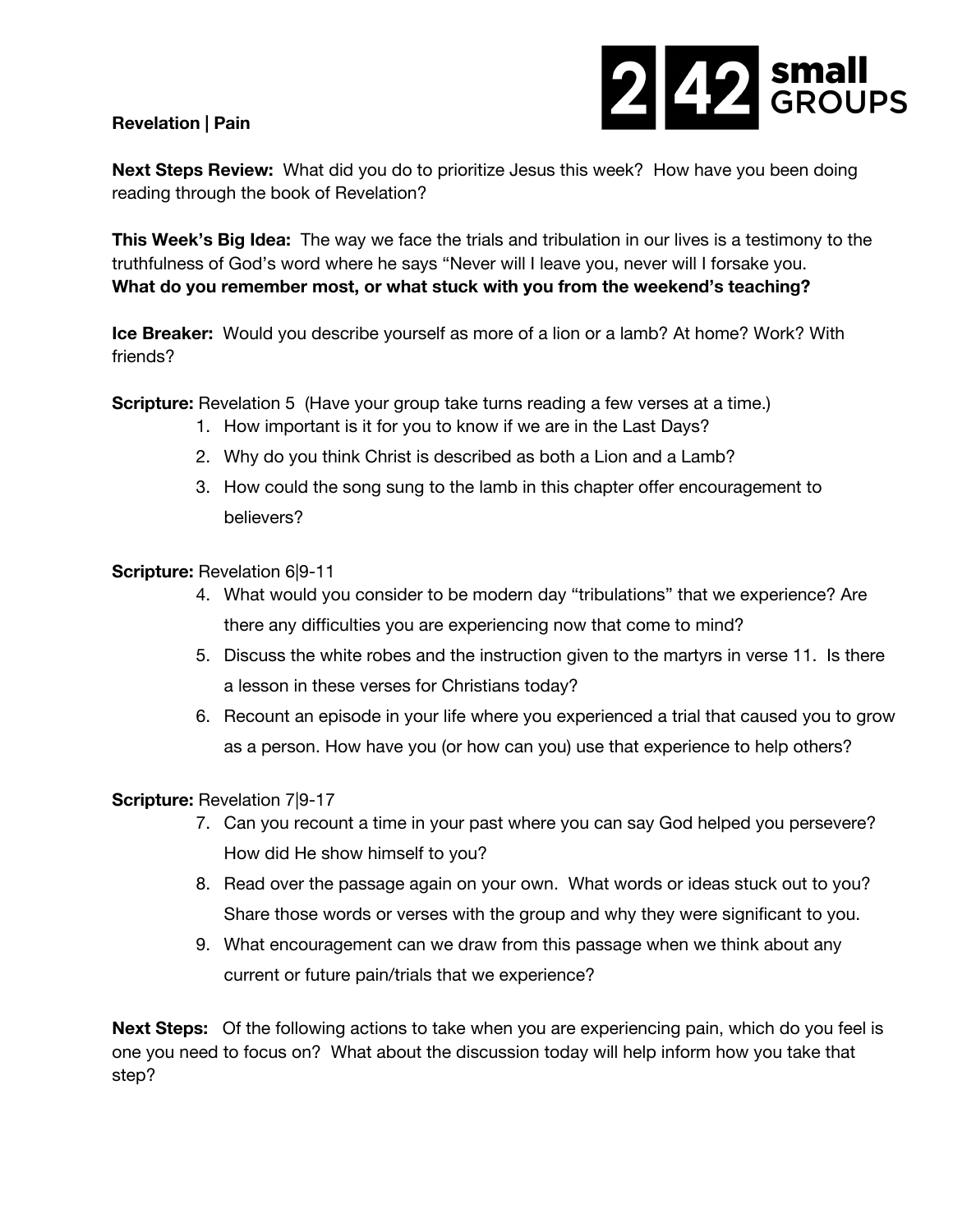**2|42 small GROUPS**

**Revelation | Pain**

**Next Steps Review:** What did you do to prioritize Jesus this week? How have you been doing reading through the book of Revelation?

**This Week's Big Idea:** The way we face the trials and tribulation in our lives is a testimony to the truthfulness of God's word where he says "Never will I leave you, never will I forsake you.
**What do you remember most, or what stuck with you from the weekend's teaching?**

**Ice Breaker:** Would you describe yourself as more of a lion or a lamb? At home? Work? With friends?

**Scripture:** Revelation 5 (Have your group take turns reading a few verses at a time.)

1. How important is it for you to know if we are in the Last Days?
2. Why do you think Christ is described as both a Lion and a Lamb?
3. How could the song sung to the lamb in this chapter offer encouragement to believers?

**Scripture:** Revelation 6|9-11

4. What would you consider to be modern day "tribulations" that we experience? Are there any difficulties you are experiencing now that come to mind?
5. Discuss the white robes and the instruction given to the martyrs in verse 11. Is there a lesson in these verses for Christians today?
6. Recount an episode in your life where you experienced a trial that caused you to grow as a person. How have you (or how can you) use that experience to help others?

**Scripture:** Revelation 7|9-17

7. Can you recount a time in your past where you can say God helped you persevere? How did He show himself to you?
8. Read over the passage again on your own. What words or ideas stuck out to you? Share those words or verses with the group and why they were significant to you.
9. What encouragement can we draw from this passage when we think about any current or future pain/trials that we experience?

**Next Steps:** Of the following actions to take when you are experiencing pain, which do you feel is one you need to focus on? What about the discussion today will help inform how you take that step?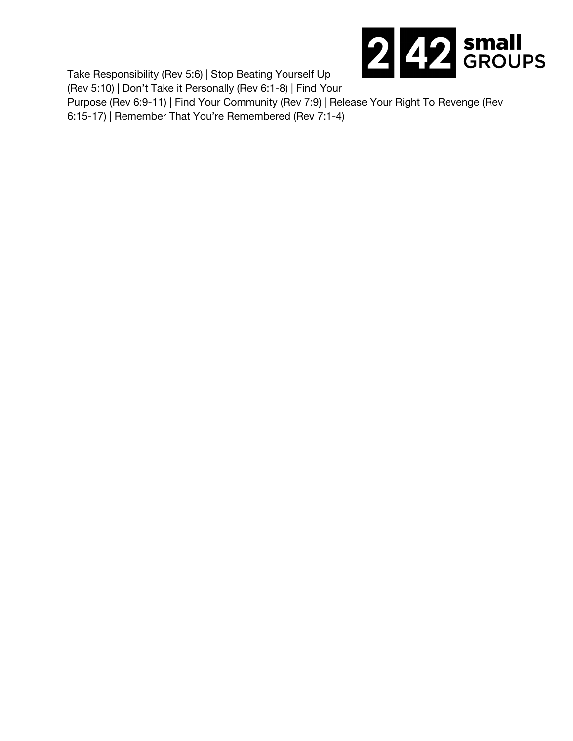Take Responsibility (Rev 5:6) | Stop Beating Yourself Up (Rev 5:10) | Don't Take it Personally (Rev 6:1-8) | Find Your Purpose (Rev 6:9-11) | Find Your Community (Rev 7:9) | Release Your Right To Revenge (Rev 6:15-17) | Remember That You're Remembered (Rev 7:1-4)